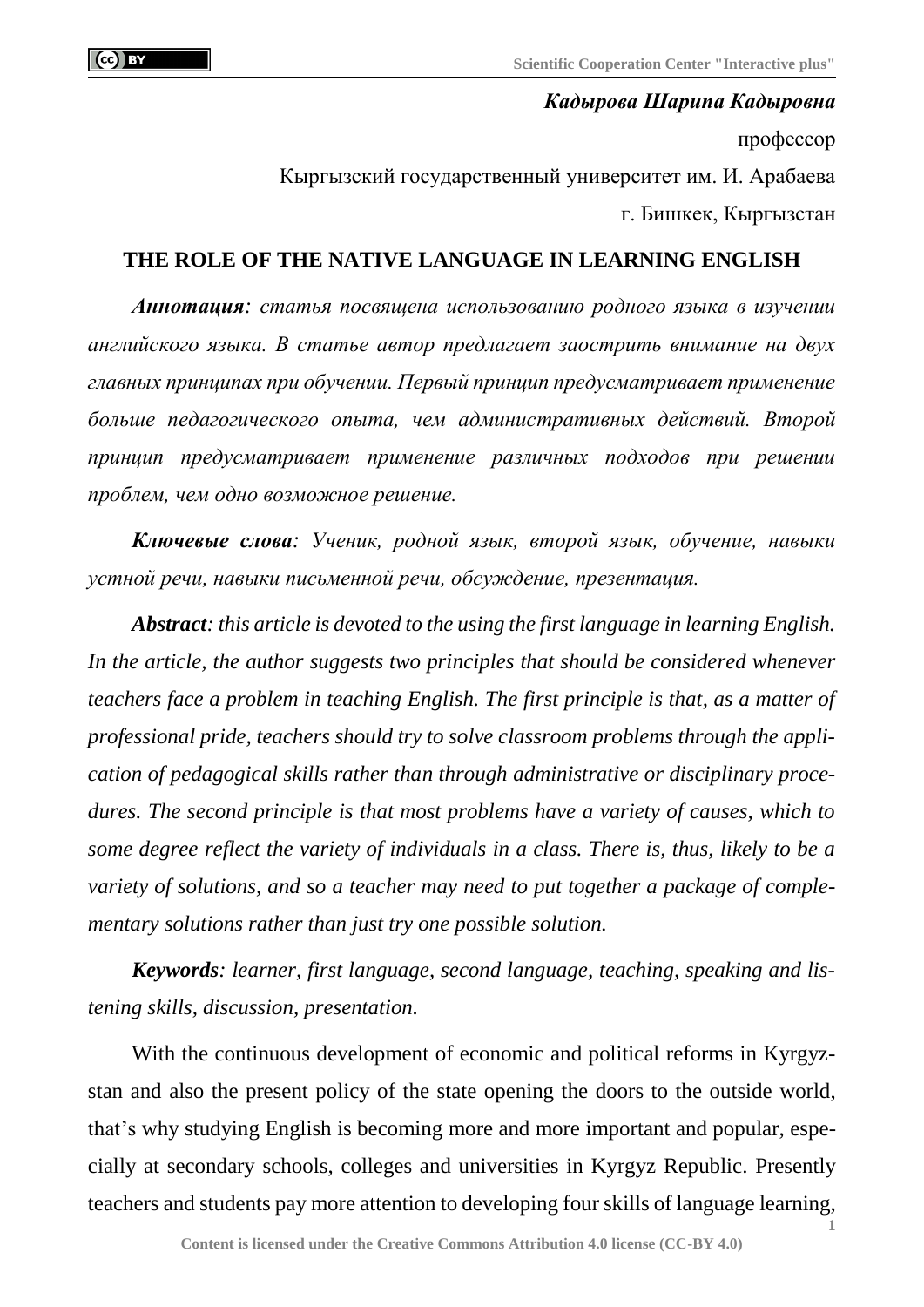***Кадырова Шарипа Кадыровна***

профессор

Кыргызский государственный университет им. И. Арабаева

г. Бишкек, Кыргызстан

# THE ROLE OF THE NATIVE LANGUAGE IN LEARNING ENGLISH

***Аннотация****: статья посвящена использованию родного языка в изучении английского языка. В статье автор предлагает заострить внимание на двух главных принципах при обучении. Первый принцип предусматривает применение больше педагогического опыта, чем административных действий. Второй принцип предусматривает применение различных подходов при решении проблем, чем одно возможное решение.*

***Ключевые слова****: Ученик, родной язык, второй язык, обучение, навыки устной речи, навыки письменной речи, обсуждение, презентация.*

***Abstract****: this article is devoted to the using the first language in learning English. In the article, the author suggests two principles that should be considered whenever teachers face a problem in teaching English. The first principle is that, as a matter of professional pride, teachers should try to solve classroom problems through the application of pedagogical skills rather than through administrative or disciplinary procedures. The second principle is that most problems have a variety of causes, which to some degree reflect the variety of individuals in a class. There is, thus, likely to be a variety of solutions, and so a teacher may need to put together a package of complementary solutions rather than just try one possible solution.*

***Keywords****: learner, first language, second language, teaching, speaking and listening skills, discussion, presentation.*

With the continuous development of economic and political reforms in Kyrgyzstan and also the present policy of the state opening the doors to the outside world, that's why studying English is becoming more and more important and popular, especially at secondary schools, colleges and universities in Kyrgyz Republic. Presently teachers and students pay more attention to developing four skills of language learning,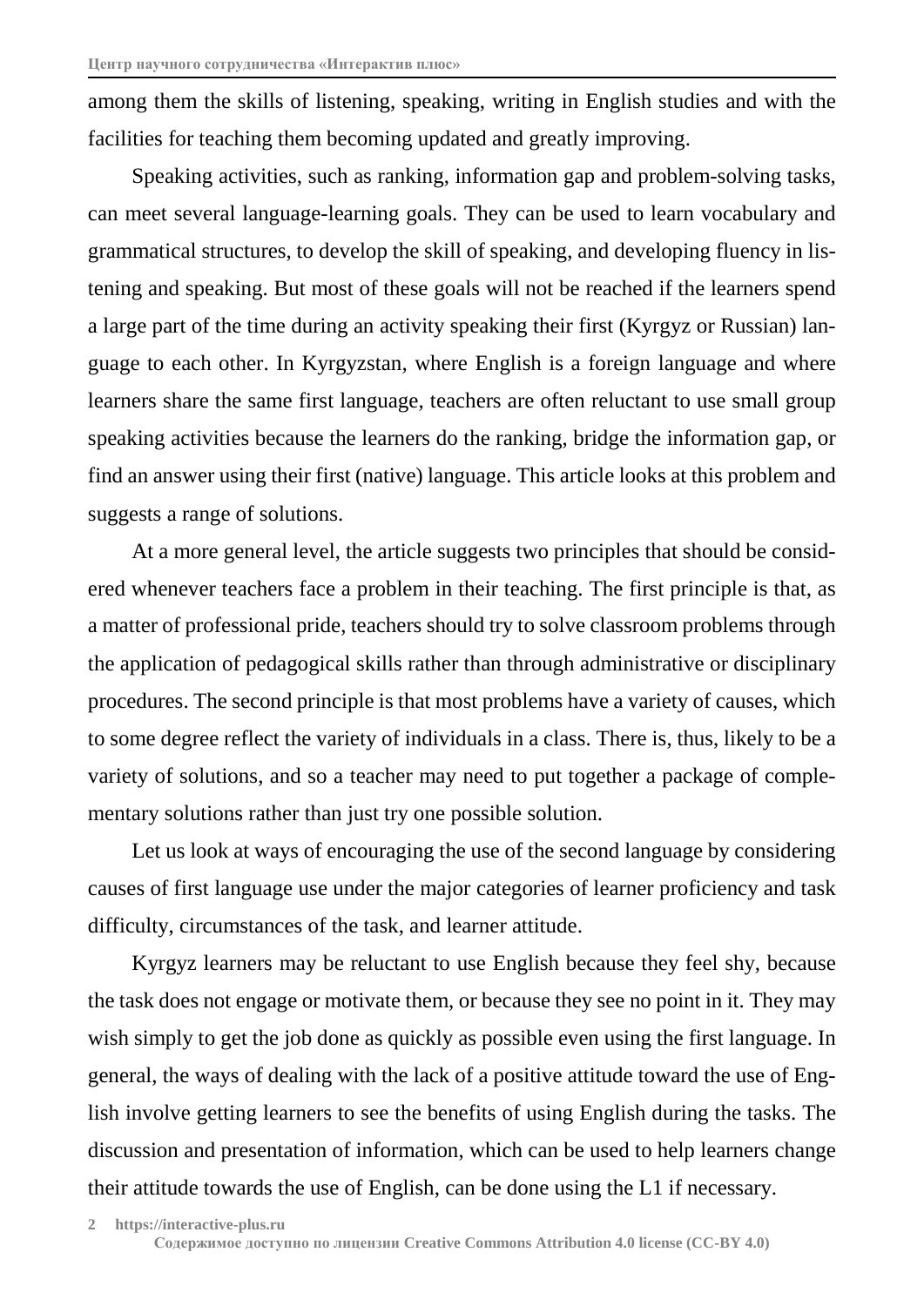among them the skills of listening, speaking, writing in English studies and with the facilities for teaching them becoming updated and greatly improving.

Speaking activities, such as ranking, information gap and problem-solving tasks, can meet several language-learning goals. They can be used to learn vocabulary and grammatical structures, to develop the skill of speaking, and developing fluency in listening and speaking. But most of these goals will not be reached if the learners spend a large part of the time during an activity speaking their first (Kyrgyz or Russian) language to each other. In Kyrgyzstan, where English is a foreign language and where learners share the same first language, teachers are often reluctant to use small group speaking activities because the learners do the ranking, bridge the information gap, or find an answer using their first (native) language. This article looks at this problem and suggests a range of solutions.

At a more general level, the article suggests two principles that should be considered whenever teachers face a problem in their teaching. The first principle is that, as a matter of professional pride, teachers should try to solve classroom problems through the application of pedagogical skills rather than through administrative or disciplinary procedures. The second principle is that most problems have a variety of causes, which to some degree reflect the variety of individuals in a class. There is, thus, likely to be a variety of solutions, and so a teacher may need to put together a package of complementary solutions rather than just try one possible solution.

Let us look at ways of encouraging the use of the second language by considering causes of first language use under the major categories of learner proficiency and task difficulty, circumstances of the task, and learner attitude.

Kyrgyz learners may be reluctant to use English because they feel shy, because the task does not engage or motivate them, or because they see no point in it. They may wish simply to get the job done as quickly as possible even using the first language. In general, the ways of dealing with the lack of a positive attitude toward the use of English involve getting learners to see the benefits of using English during the tasks. The discussion and presentation of information, which can be used to help learners change their attitude towards the use of English, can be done using the L1 if necessary.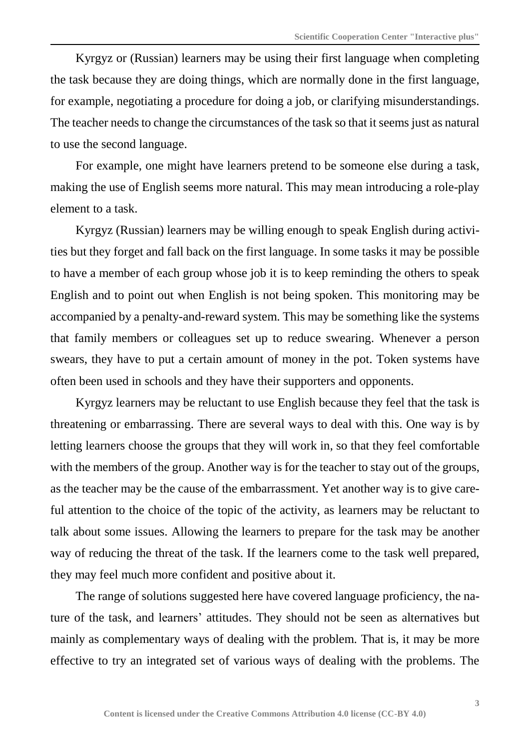Kyrgyz or (Russian) learners may be using their first language when completing the task because they are doing things, which are normally done in the first language, for example, negotiating a procedure for doing a job, or clarifying misunderstandings. The teacher needs to change the circumstances of the task so that it seems just as natural to use the second language.

For example, one might have learners pretend to be someone else during a task, making the use of English seems more natural. This may mean introducing a role-play element to a task.

Kyrgyz (Russian) learners may be willing enough to speak English during activities but they forget and fall back on the first language. In some tasks it may be possible to have a member of each group whose job it is to keep reminding the others to speak English and to point out when English is not being spoken. This monitoring may be accompanied by a penalty-and-reward system. This may be something like the systems that family members or colleagues set up to reduce swearing. Whenever a person swears, they have to put a certain amount of money in the pot. Token systems have often been used in schools and they have their supporters and opponents.

Kyrgyz learners may be reluctant to use English because they feel that the task is threatening or embarrassing. There are several ways to deal with this. One way is by letting learners choose the groups that they will work in, so that they feel comfortable with the members of the group. Another way is for the teacher to stay out of the groups, as the teacher may be the cause of the embarrassment. Yet another way is to give careful attention to the choice of the topic of the activity, as learners may be reluctant to talk about some issues. Allowing the learners to prepare for the task may be another way of reducing the threat of the task. If the learners come to the task well prepared, they may feel much more confident and positive about it.

The range of solutions suggested here have covered language proficiency, the nature of the task, and learners' attitudes. They should not be seen as alternatives but mainly as complementary ways of dealing with the problem. That is, it may be more effective to try an integrated set of various ways of dealing with the problems. The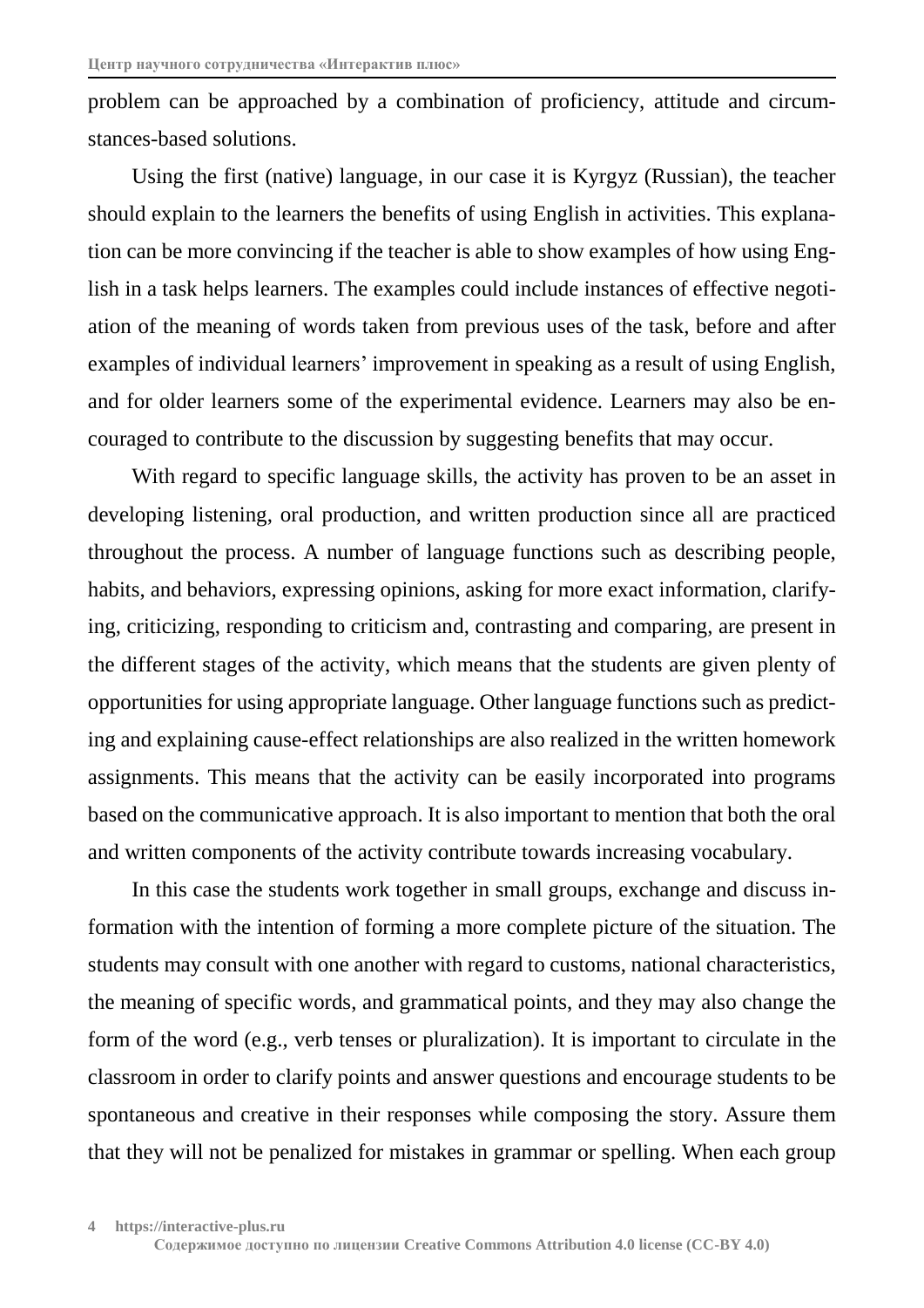problem can be approached by a combination of proficiency, attitude and circumstances-based solutions.

Using the first (native) language, in our case it is Kyrgyz (Russian), the teacher should explain to the learners the benefits of using English in activities. This explanation can be more convincing if the teacher is able to show examples of how using English in a task helps learners. The examples could include instances of effective negotiation of the meaning of words taken from previous uses of the task, before and after examples of individual learners' improvement in speaking as a result of using English, and for older learners some of the experimental evidence. Learners may also be encouraged to contribute to the discussion by suggesting benefits that may occur.

With regard to specific language skills, the activity has proven to be an asset in developing listening, oral production, and written production since all are practiced throughout the process. A number of language functions such as describing people, habits, and behaviors, expressing opinions, asking for more exact information, clarifying, criticizing, responding to criticism and, contrasting and comparing, are present in the different stages of the activity, which means that the students are given plenty of opportunities for using appropriate language. Other language functions such as predicting and explaining cause-effect relationships are also realized in the written homework assignments. This means that the activity can be easily incorporated into programs based on the communicative approach. It is also important to mention that both the oral and written components of the activity contribute towards increasing vocabulary.

In this case the students work together in small groups, exchange and discuss information with the intention of forming a more complete picture of the situation. The students may consult with one another with regard to customs, national characteristics, the meaning of specific words, and grammatical points, and they may also change the form of the word (e.g., verb tenses or pluralization). It is important to circulate in the classroom in order to clarify points and answer questions and encourage students to be spontaneous and creative in their responses while composing the story. Assure them that they will not be penalized for mistakes in grammar or spelling. When each group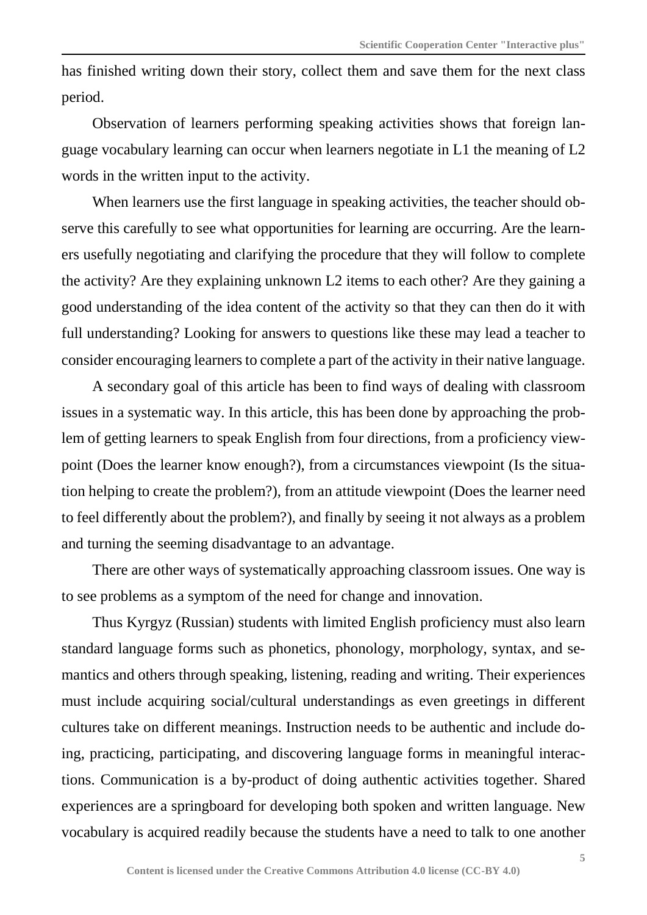has finished writing down their story, collect them and save them for the next class period.

Observation of learners performing speaking activities shows that foreign language vocabulary learning can occur when learners negotiate in L1 the meaning of L2 words in the written input to the activity.

When learners use the first language in speaking activities, the teacher should observe this carefully to see what opportunities for learning are occurring. Are the learners usefully negotiating and clarifying the procedure that they will follow to complete the activity? Are they explaining unknown L2 items to each other? Are they gaining a good understanding of the idea content of the activity so that they can then do it with full understanding? Looking for answers to questions like these may lead a teacher to consider encouraging learners to complete a part of the activity in their native language.

A secondary goal of this article has been to find ways of dealing with classroom issues in a systematic way. In this article, this has been done by approaching the problem of getting learners to speak English from four directions, from a proficiency viewpoint (Does the learner know enough?), from a circumstances viewpoint (Is the situation helping to create the problem?), from an attitude viewpoint (Does the learner need to feel differently about the problem?), and finally by seeing it not always as a problem and turning the seeming disadvantage to an advantage.

There are other ways of systematically approaching classroom issues. One way is to see problems as a symptom of the need for change and innovation.

Thus Kyrgyz (Russian) students with limited English proficiency must also learn standard language forms such as phonetics, phonology, morphology, syntax, and semantics and others through speaking, listening, reading and writing. Their experiences must include acquiring social/cultural understandings as even greetings in different cultures take on different meanings. Instruction needs to be authentic and include doing, practicing, participating, and discovering language forms in meaningful interactions. Communication is a by-product of doing authentic activities together. Shared experiences are a springboard for developing both spoken and written language. New vocabulary is acquired readily because the students have a need to talk to one another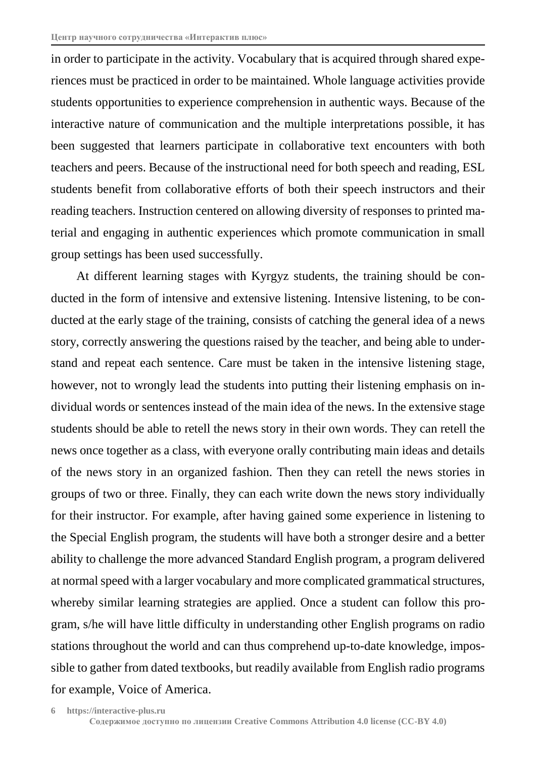in order to participate in the activity. Vocabulary that is acquired through shared experiences must be practiced in order to be maintained. Whole language activities provide students opportunities to experience comprehension in authentic ways. Because of the interactive nature of communication and the multiple interpretations possible, it has been suggested that learners participate in collaborative text encounters with both teachers and peers. Because of the instructional need for both speech and reading, ESL students benefit from collaborative efforts of both their speech instructors and their reading teachers. Instruction centered on allowing diversity of responses to printed material and engaging in authentic experiences which promote communication in small group settings has been used successfully.

At different learning stages with Kyrgyz students, the training should be conducted in the form of intensive and extensive listening. Intensive listening, to be conducted at the early stage of the training, consists of catching the general idea of a news story, correctly answering the questions raised by the teacher, and being able to understand and repeat each sentence. Care must be taken in the intensive listening stage, however, not to wrongly lead the students into putting their listening emphasis on individual words or sentences instead of the main idea of the news. In the extensive stage students should be able to retell the news story in their own words. They can retell the news once together as a class, with everyone orally contributing main ideas and details of the news story in an organized fashion. Then they can retell the news stories in groups of two or three. Finally, they can each write down the news story individually for their instructor. For example, after having gained some experience in listening to the Special English program, the students will have both a stronger desire and a better ability to challenge the more advanced Standard English program, a program delivered at normal speed with a larger vocabulary and more complicated grammatical structures, whereby similar learning strategies are applied. Once a student can follow this program, s/he will have little difficulty in understanding other English programs on radio stations throughout the world and can thus comprehend up-to-date knowledge, impossible to gather from dated textbooks, but readily available from English radio programs for example, Voice of America.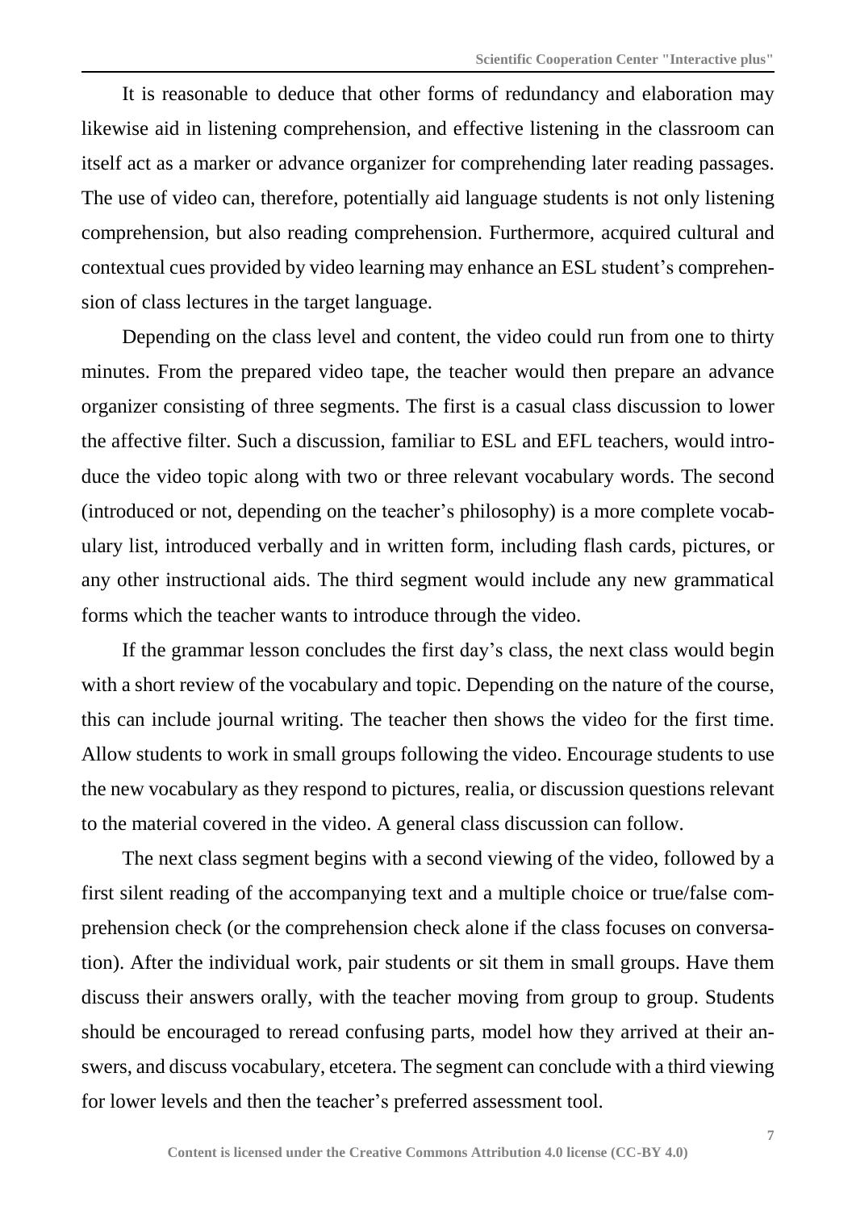It is reasonable to deduce that other forms of redundancy and elaboration may likewise aid in listening comprehension, and effective listening in the classroom can itself act as a marker or advance organizer for comprehending later reading passages. The use of video can, therefore, potentially aid language students is not only listening comprehension, but also reading comprehension. Furthermore, acquired cultural and contextual cues provided by video learning may enhance an ESL student's comprehension of class lectures in the target language.

Depending on the class level and content, the video could run from one to thirty minutes. From the prepared video tape, the teacher would then prepare an advance organizer consisting of three segments. The first is a casual class discussion to lower the affective filter. Such a discussion, familiar to ESL and EFL teachers, would introduce the video topic along with two or three relevant vocabulary words. The second (introduced or not, depending on the teacher's philosophy) is a more complete vocabulary list, introduced verbally and in written form, including flash cards, pictures, or any other instructional aids. The third segment would include any new grammatical forms which the teacher wants to introduce through the video.

If the grammar lesson concludes the first day's class, the next class would begin with a short review of the vocabulary and topic. Depending on the nature of the course, this can include journal writing. The teacher then shows the video for the first time. Allow students to work in small groups following the video. Encourage students to use the new vocabulary as they respond to pictures, realia, or discussion questions relevant to the material covered in the video. A general class discussion can follow.

The next class segment begins with a second viewing of the video, followed by a first silent reading of the accompanying text and a multiple choice or true/false comprehension check (or the comprehension check alone if the class focuses on conversation). After the individual work, pair students or sit them in small groups. Have them discuss their answers orally, with the teacher moving from group to group. Students should be encouraged to reread confusing parts, model how they arrived at their answers, and discuss vocabulary, etcetera. The segment can conclude with a third viewing for lower levels and then the teacher's preferred assessment tool.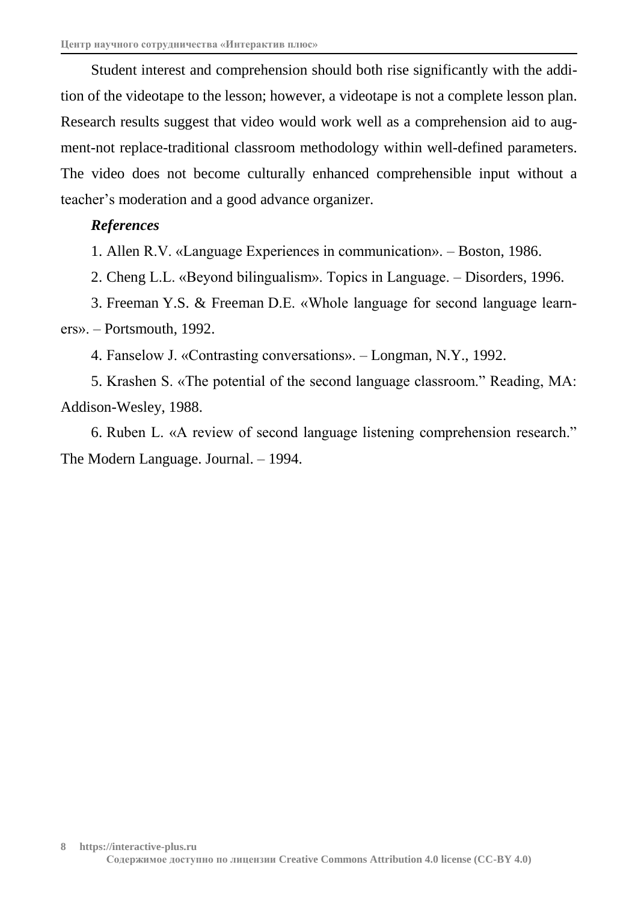Student interest and comprehension should both rise significantly with the addition of the videotape to the lesson; however, a videotape is not a complete lesson plan. Research results suggest that video would work well as a comprehension aid to augment-not replace-traditional classroom methodology within well-defined parameters. The video does not become culturally enhanced comprehensible input without a teacher's moderation and a good advance organizer.

***References***

1. Allen R.V. «Language Experiences in communication». – Boston, 1986.
2. Cheng L.L. «Beyond bilingualism». Topics in Language. – Disorders, 1996.
3. Freeman Y.S. & Freeman D.E. «Whole language for second language learners». – Portsmouth, 1992.
4. Fanselow J. «Contrasting conversations». – Longman, N.Y., 1992.
5. Krashen S. «The potential of the second language classroom." Reading, MA: Addison-Wesley, 1988.
6. Ruben L. «A review of second language listening comprehension research." The Modern Language. Journal. – 1994.